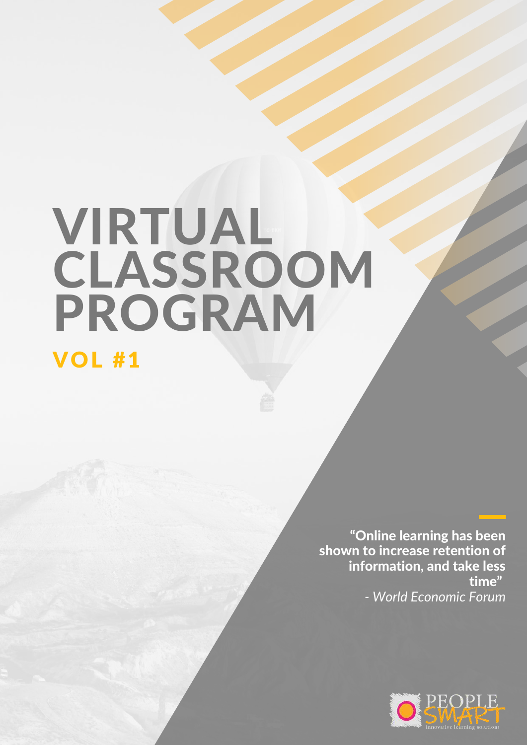# VIRTUAL CLASSROOM PROGRAM

## VOL #1

> **"Online learning has been shown to increase retention of information, and take less time"**
>
> *- World Economic Forum*

PEOPLE SMART
innovative learning solutions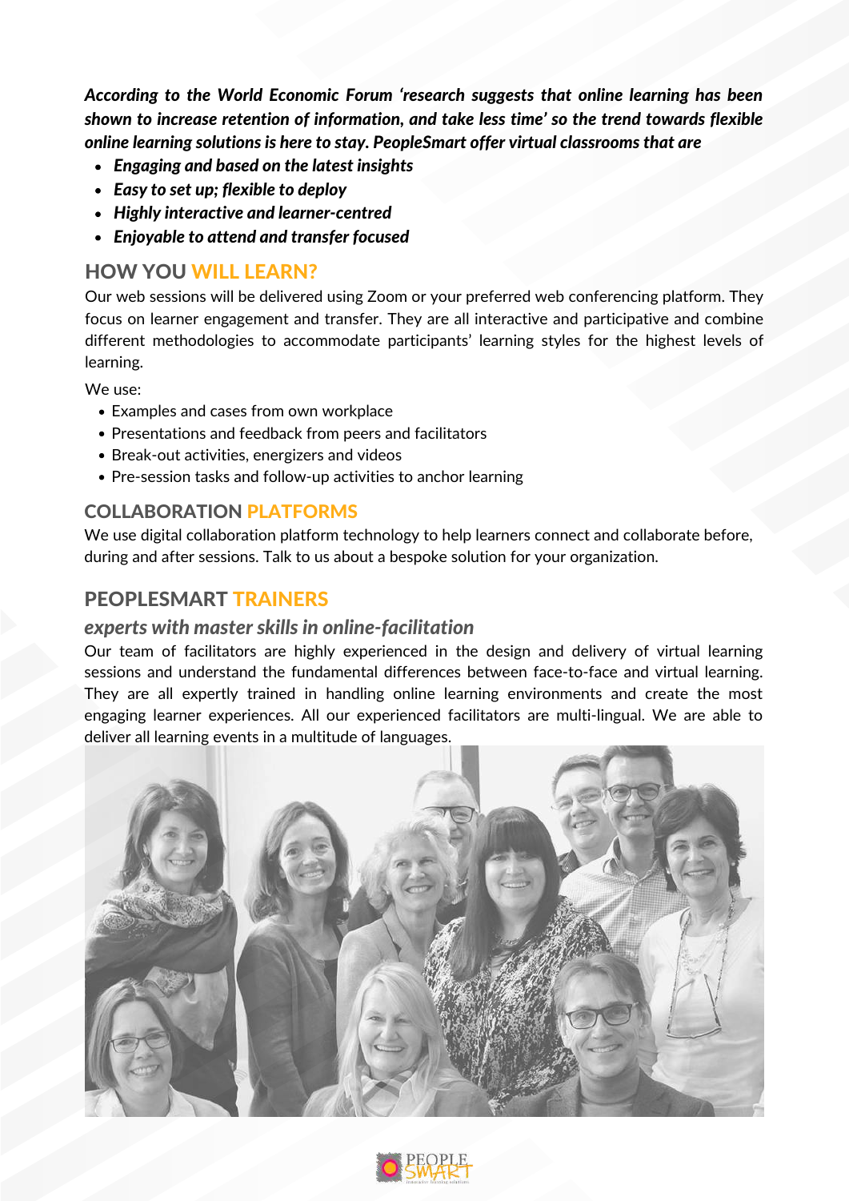***According to the World Economic Forum 'research suggests that online learning has been shown to increase retention of information, and take less time' so the trend towards flexible online learning solutions is here to stay. PeopleSmart offer virtual classrooms that are***

- ***Engaging and based on the latest insights***
- ***Easy to set up; flexible to deploy***
- ***Highly interactive and learner-centred***
- ***Enjoyable to attend and transfer focused***

## HOW YOU WILL LEARN?

Our web sessions will be delivered using Zoom or your preferred web conferencing platform. They focus on learner engagement and transfer. They are all interactive and participative and combine different methodologies to accommodate participants' learning styles for the highest levels of learning.

We use:

- Examples and cases from own workplace
- Presentations and feedback from peers and facilitators
- Break-out activities, energizers and videos
- Pre-session tasks and follow-up activities to anchor learning

## COLLABORATION PLATFORMS

We use digital collaboration platform technology to help learners connect and collaborate before, during and after sessions. Talk to us about a bespoke solution for your organization.

## PEOPLESMART TRAINERS

### *experts with master skills in online-facilitation*

Our team of facilitators are highly experienced in the design and delivery of virtual learning sessions and understand the fundamental differences between face-to-face and virtual learning. They are all expertly trained in handling online learning environments and create the most engaging learner experiences. All our experienced facilitators are multi-lingual. We are able to deliver all learning events in a multitude of languages.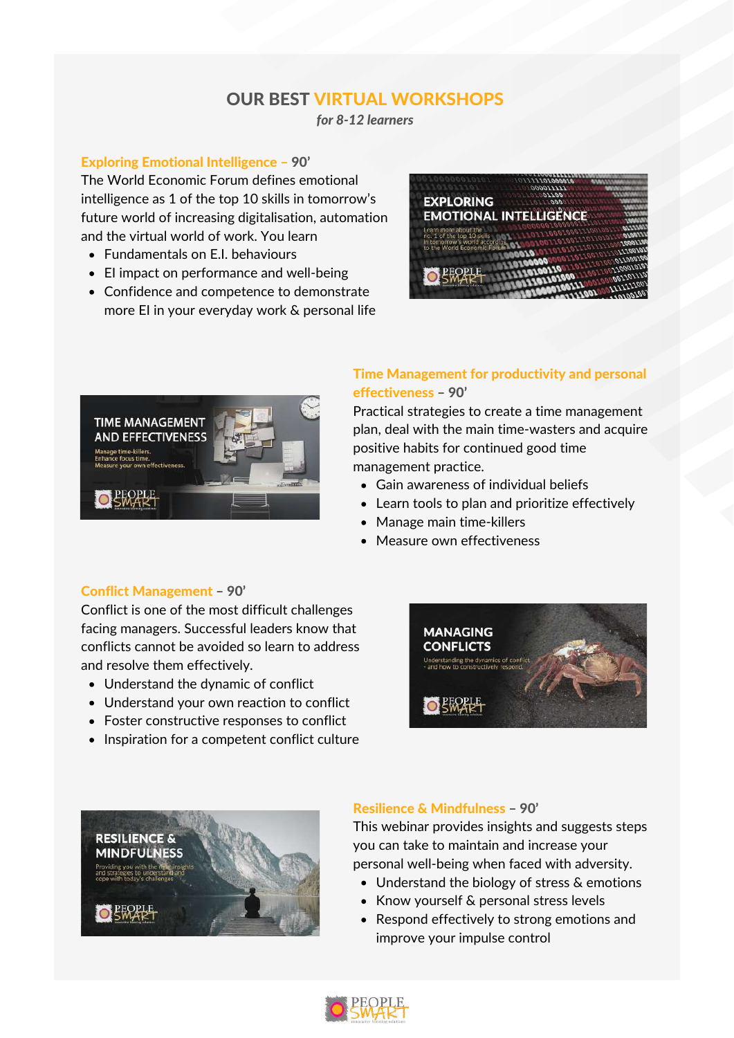# OUR BEST VIRTUAL WORKSHOPS

*for 8-12 learners*

### Exploring Emotional Intelligence – 90'

The World Economic Forum defines emotional intelligence as 1 of the top 10 skills in tomorrow's future world of increasing digitalisation, automation and the virtual world of work. You learn

- Fundamentals on E.I. behaviours
- EI impact on performance and well-being
- Confidence and competence to demonstrate more EI in your everyday work & personal life

### Time Management for productivity and personal effectiveness – 90'

Practical strategies to create a time management plan, deal with the main time-wasters and acquire positive habits for continued good time management practice.

- Gain awareness of individual beliefs
- Learn tools to plan and prioritize effectively
- Manage main time-killers
- Measure own effectiveness

### Conflict Management – 90'

Conflict is one of the most difficult challenges facing managers. Successful leaders know that conflicts cannot be avoided so learn to address and resolve them effectively.

- Understand the dynamic of conflict
- Understand your own reaction to conflict
- Foster constructive responses to conflict
- Inspiration for a competent conflict culture

### Resilience & Mindfulness – 90'

This webinar provides insights and suggests steps you can take to maintain and increase your personal well-being when faced with adversity.

- Understand the biology of stress & emotions
- Know yourself & personal stress levels
- Respond effectively to strong emotions and improve your impulse control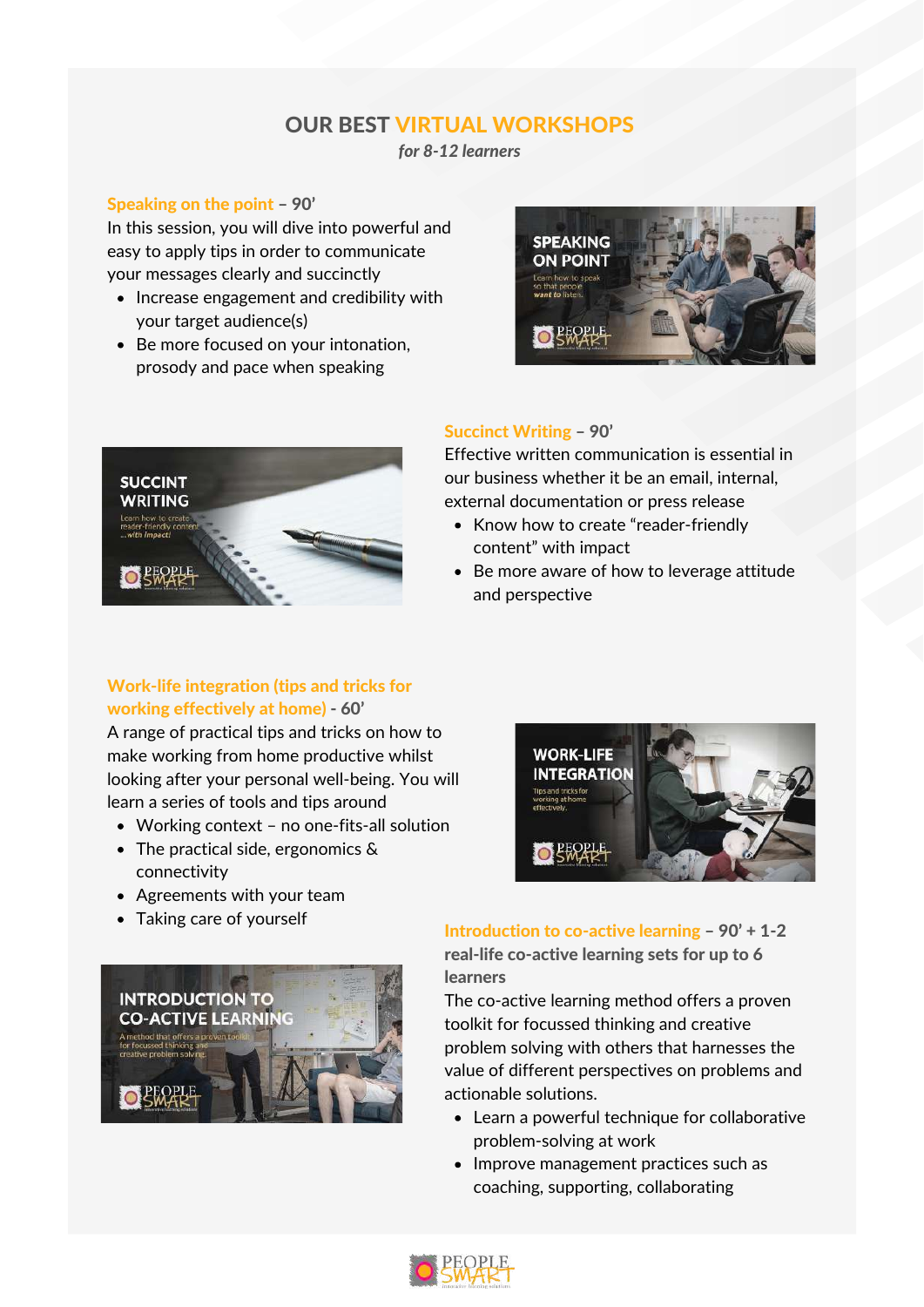# OUR BEST VIRTUAL WORKSHOPS

*for 8-12 learners*

**Speaking on the point – 90'**

In this session, you will dive into powerful and easy to apply tips in order to communicate your messages clearly and succinctly

- Increase engagement and credibility with your target audience(s)
- Be more focused on your intonation, prosody and pace when speaking

**Succinct Writing – 90'**

Effective written communication is essential in our business whether it be an email, internal, external documentation or press release

- Know how to create "reader-friendly content" with impact
- Be more aware of how to leverage attitude and perspective

**Work-life integration (tips and tricks for working effectively at home) - 60'**

A range of practical tips and tricks on how to make working from home productive whilst looking after your personal well-being. You will learn a series of tools and tips around

- Working context – no one-fits-all solution
- The practical side, ergonomics & connectivity
- Agreements with your team
- Taking care of yourself

**Introduction to co-active learning – 90' + 1-2 real-life co-active learning sets for up to 6 learners**

The co-active learning method offers a proven toolkit for focussed thinking and creative problem solving with others that harnesses the value of different perspectives on problems and actionable solutions.

- Learn a powerful technique for collaborative problem-solving at work
- Improve management practices such as coaching, supporting, collaborating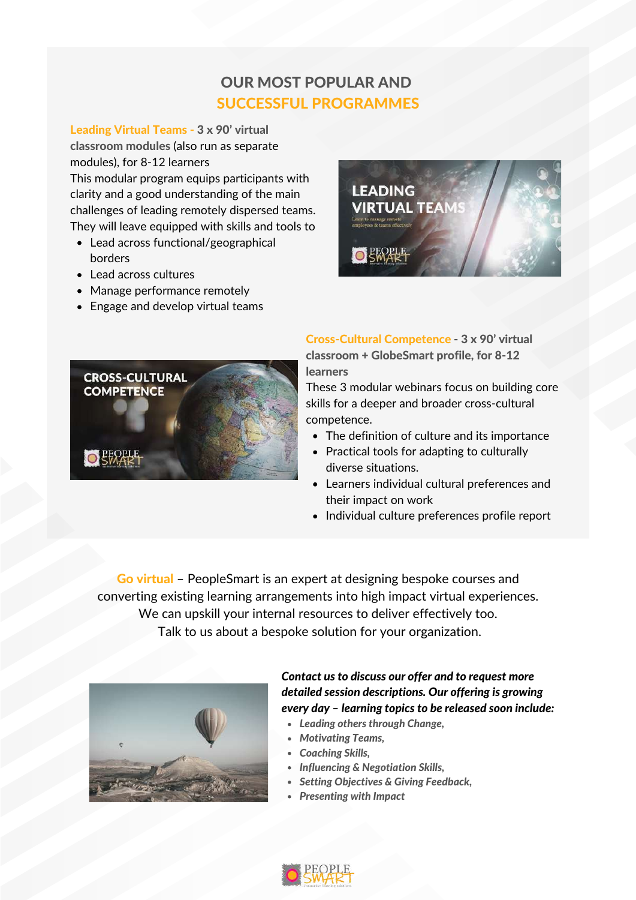## OUR MOST POPULAR AND SUCCESSFUL PROGRAMMES

**Leading Virtual Teams - 3 x 90' virtual classroom modules** (also run as separate modules), for 8-12 learners

This modular program equips participants with clarity and a good understanding of the main challenges of leading remotely dispersed teams. They will leave equipped with skills and tools to

- Lead across functional/geographical borders
- Lead across cultures
- Manage performance remotely
- Engage and develop virtual teams

**Cross-Cultural Competence - 3 x 90' virtual classroom + GlobeSmart profile, for 8-12 learners**

These 3 modular webinars focus on building core skills for a deeper and broader cross-cultural competence.

- The definition of culture and its importance
- Practical tools for adapting to culturally diverse situations.
- Learners individual cultural preferences and their impact on work
- Individual culture preferences profile report

**Go virtual** – PeopleSmart is an expert at designing bespoke courses and converting existing learning arrangements into high impact virtual experiences. We can upskill your internal resources to deliver effectively too. Talk to us about a bespoke solution for your organization.

***Contact us to discuss our offer and to request more detailed session descriptions. Our offering is growing every day – learning topics to be released soon include:***

- *Leading others through Change,*
- *Motivating Teams,*
- *Coaching Skills,*
- *Influencing & Negotiation Skills,*
- *Setting Objectives & Giving Feedback,*
- *Presenting with Impact*